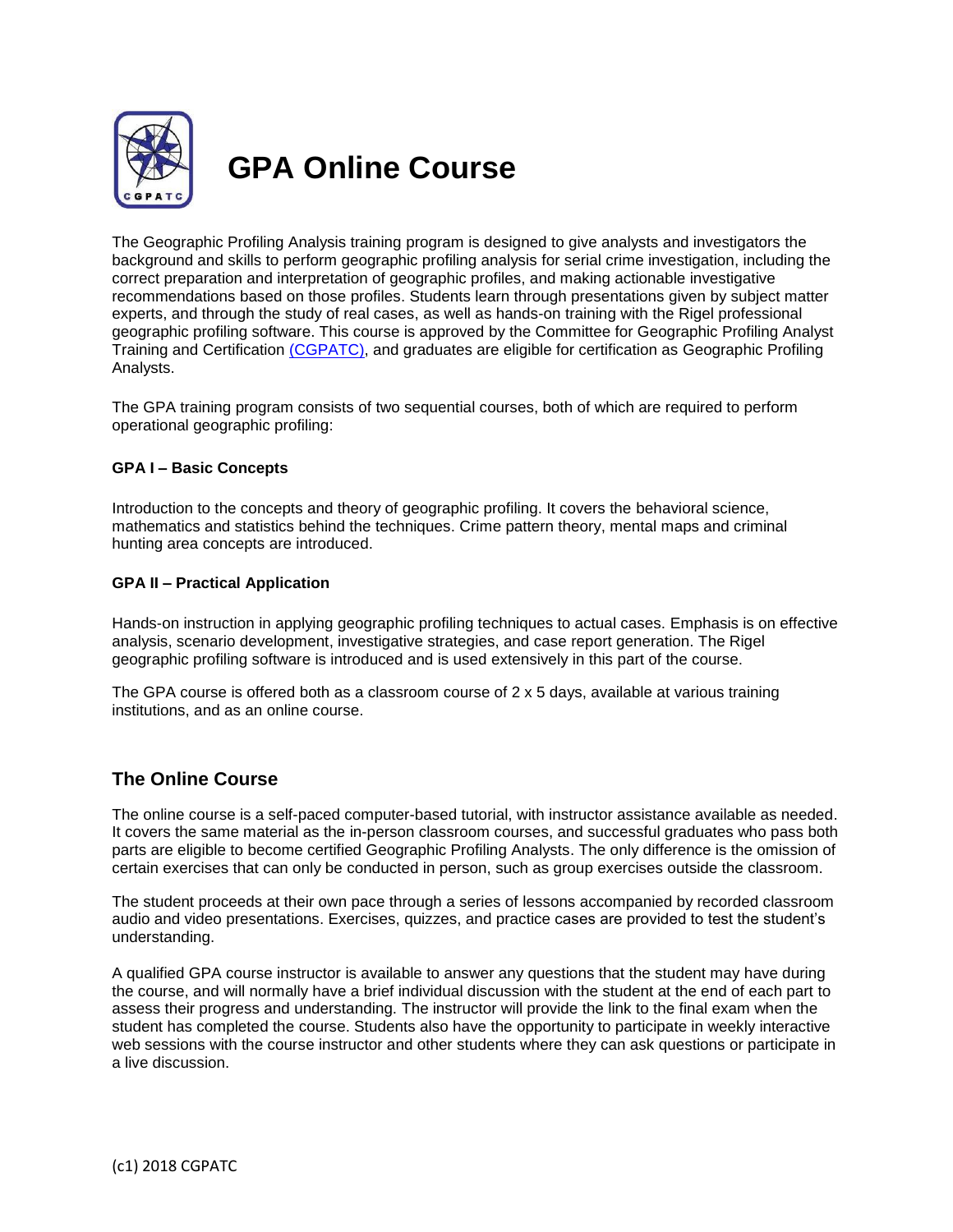# GPA Online Course

The Geographic Profiling Analysis training program is designed to give analysts and investigators the background and skills to perform geographic profiling analysis for serial crime investigation, including the correct preparation and interpretation of geographic profiles, and making actionable investigative recommendations based on those profiles. Students learn through presentations given by subject matter experts, and through the study of real cases, as well as hands-on training with the Rigel professional geographic profiling software. This course is approved by the Committee for Geographic Profiling Analyst Training and Certification (CGPATC), and graduates are eligible for certification as Geographic Profiling Analysts.

The GPA training program consists of two sequential courses, both of which are required to perform operational geographic profiling:

#### GPA I – Basic Concepts

Introduction to the concepts and theory of geographic profiling. It covers the behavioral science, mathematics and statistics behind the techniques. Crime pattern theory, mental maps and criminal hunting area concepts are introduced.

#### GPA II – Practical Application

Hands-on instruction in applying geographic profiling techniques to actual cases. Emphasis is on effective analysis, scenario development, investigative strategies, and case report generation. The Rigel geographic profiling software is introduced and is used extensively in this part of the course.

The GPA course is offered both as a classroom course of 2 x 5 days, available at various training institutions, and as an online course.

## The Online Course

The online course is a self-paced computer-based tutorial, with instructor assistance available as needed. It covers the same material as the in-person classroom courses, and successful graduates who pass both parts are eligible to become certified Geographic Profiling Analysts. The only difference is the omission of certain exercises that can only be conducted in person, such as group exercises outside the classroom.

The student proceeds at their own pace through a series of lessons accompanied by recorded classroom audio and video presentations. Exercises, quizzes, and practice cases are provided to test the student's understanding.

A qualified GPA course instructor is available to answer any questions that the student may have during the course, and will normally have a brief individual discussion with the student at the end of each part to assess their progress and understanding. The instructor will provide the link to the final exam when the student has completed the course. Students also have the opportunity to participate in weekly interactive web sessions with the course instructor and other students where they can ask questions or participate in a live discussion.

(c1) 2018 CGPATC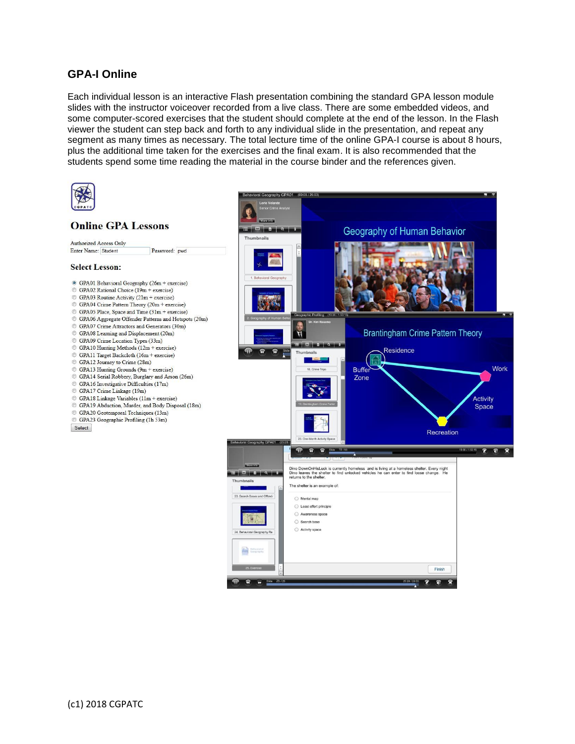## GPA-I Online

Each individual lesson is an interactive Flash presentation combining the standard GPA lesson module slides with the instructor voiceover recorded from a live class. There are some embedded videos, and some computer-scored exercises that the student should complete at the end of the lesson. In the Flash viewer the student can step back and forth to any individual slide in the presentation, and repeat any segment as many times as necessary. The total lecture time of the online GPA-I course is about 8 hours, plus the additional time taken for the exercises and the final exam. It is also recommended that the students spend some time reading the material in the course binder and the references given.

### Online GPA Lessons

Authorized Access Only

Enter Name: Student Password: pwd

**Select Lesson:**

- GPA01 Behavioral Geography (26m + exercise)
- GPA02 Rational Choice (19m + exercise)
- GPA03 Routine Activity (21m + exercise)
- GPA04 Crime Pattern Theory (20m + exercise)
- GPA05 Place, Space and Time (31m + exercise)
- GPA06 Aggregate Offender Patterns and Hotspots (20m)
- GPA07 Crime Attractors and Generators (30m)
- GPA08 Learning and Displacement (20m)
- GPA09 Crime Location Types (33m)
- GPA10 Hunting Methods (12m + exercise)
- GPA11 Target Backcloth (16m + exercise)
- GPA12 Journey to Crime (28m)
- GPA13 Hunting Grounds (9m + exercise)
- GPA14 Serial Robbery, Burglary and Arson (26m)
- GPA16 Investigative Difficulties (17m)
- GPA17 Crime Linkage (19m)
- GPA18 Linkage Variables (11m + exercise)
- GPA19 Abduction, Murder, and Body Disposal (18m)
- GPA20 Geotemporal Techniques (13m)
- GPA23 Geographic Profiling (1h 53m)

Select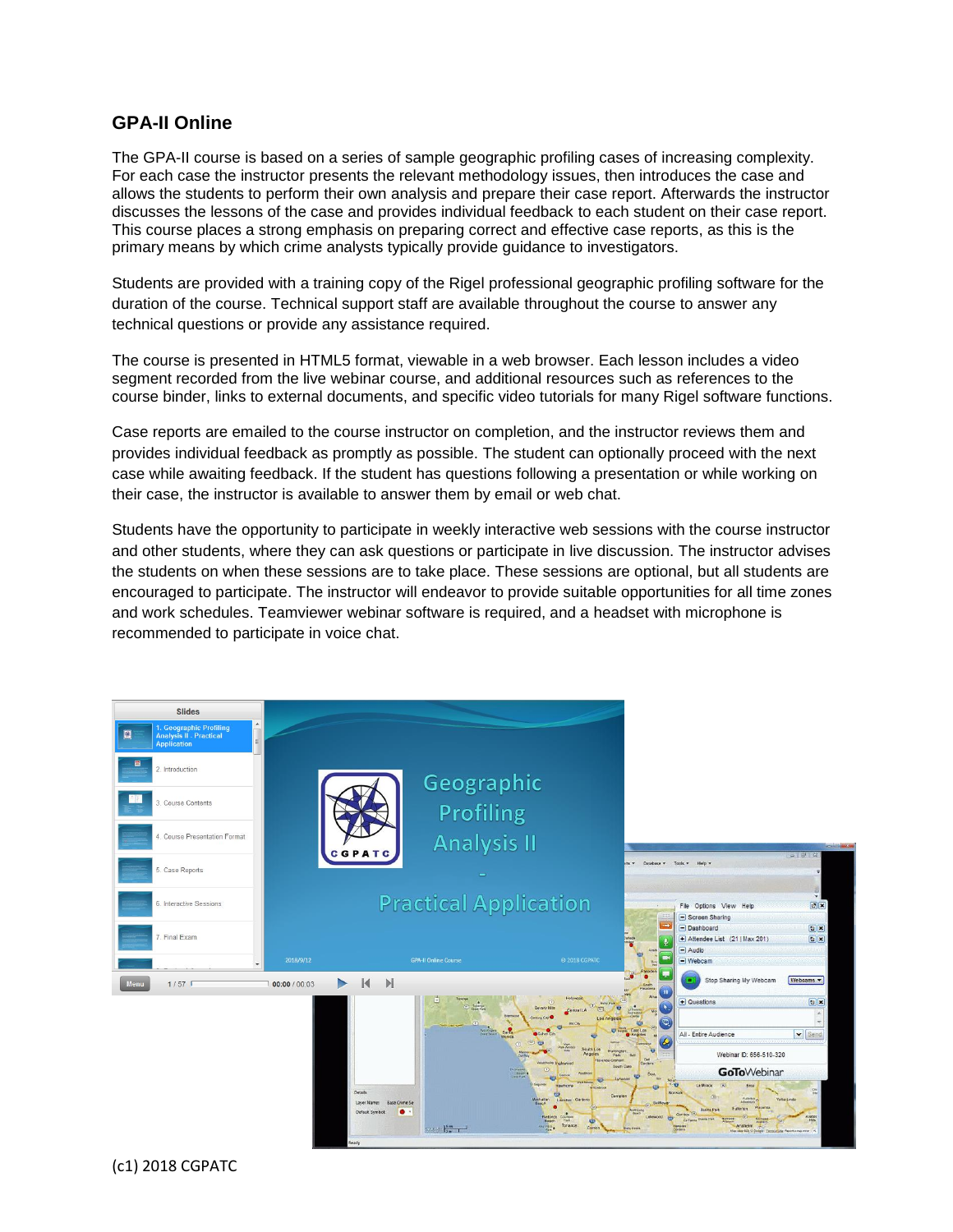## GPA-II Online

The GPA-II course is based on a series of sample geographic profiling cases of increasing complexity. For each case the instructor presents the relevant methodology issues, then introduces the case and allows the students to perform their own analysis and prepare their case report. Afterwards the instructor discusses the lessons of the case and provides individual feedback to each student on their case report. This course places a strong emphasis on preparing correct and effective case reports, as this is the primary means by which crime analysts typically provide guidance to investigators.

Students are provided with a training copy of the Rigel professional geographic profiling software for the duration of the course. Technical support staff are available throughout the course to answer any technical questions or provide any assistance required.

The course is presented in HTML5 format, viewable in a web browser. Each lesson includes a video segment recorded from the live webinar course, and additional resources such as references to the course binder, links to external documents, and specific video tutorials for many Rigel software functions.

Case reports are emailed to the course instructor on completion, and the instructor reviews them and provides individual feedback as promptly as possible. The student can optionally proceed with the next case while awaiting feedback. If the student has questions following a presentation or while working on their case, the instructor is available to answer them by email or web chat.

Students have the opportunity to participate in weekly interactive web sessions with the course instructor and other students, where they can ask questions or participate in live discussion. The instructor advises the students on when these sessions are to take place. These sessions are optional, but all students are encouraged to participate. The instructor will endeavor to provide suitable opportunities for all time zones and work schedules. Teamviewer webinar software is required, and a headset with microphone is recommended to participate in voice chat.

(c1) 2018 CGPATC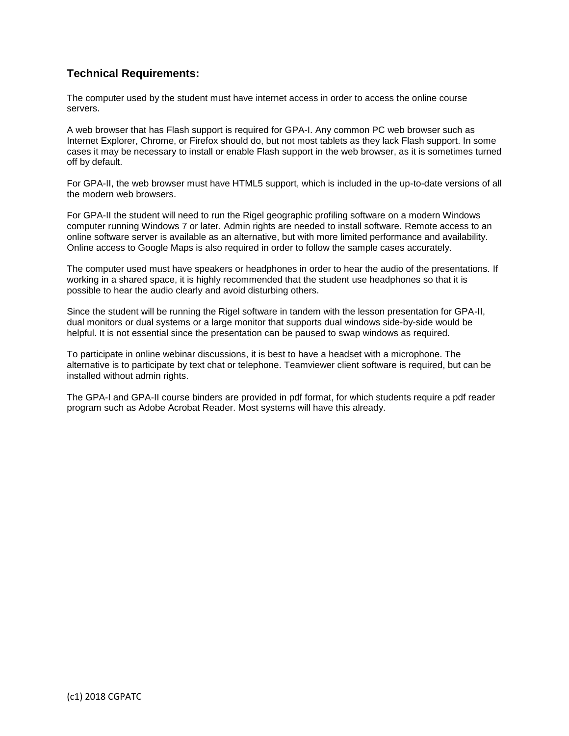## Technical Requirements:

The computer used by the student must have internet access in order to access the online course servers.

A web browser that has Flash support is required for GPA-I. Any common PC web browser such as Internet Explorer, Chrome, or Firefox should do, but not most tablets as they lack Flash support. In some cases it may be necessary to install or enable Flash support in the web browser, as it is sometimes turned off by default.

For GPA-II, the web browser must have HTML5 support, which is included in the up-to-date versions of all the modern web browsers.

For GPA-II the student will need to run the Rigel geographic profiling software on a modern Windows computer running Windows 7 or later. Admin rights are needed to install software. Remote access to an online software server is available as an alternative, but with more limited performance and availability. Online access to Google Maps is also required in order to follow the sample cases accurately.

The computer used must have speakers or headphones in order to hear the audio of the presentations. If working in a shared space, it is highly recommended that the student use headphones so that it is possible to hear the audio clearly and avoid disturbing others.

Since the student will be running the Rigel software in tandem with the lesson presentation for GPA-II, dual monitors or dual systems or a large monitor that supports dual windows side-by-side would be helpful. It is not essential since the presentation can be paused to swap windows as required.

To participate in online webinar discussions, it is best to have a headset with a microphone. The alternative is to participate by text chat or telephone. Teamviewer client software is required, but can be installed without admin rights.

The GPA-I and GPA-II course binders are provided in pdf format, for which students require a pdf reader program such as Adobe Acrobat Reader. Most systems will have this already.